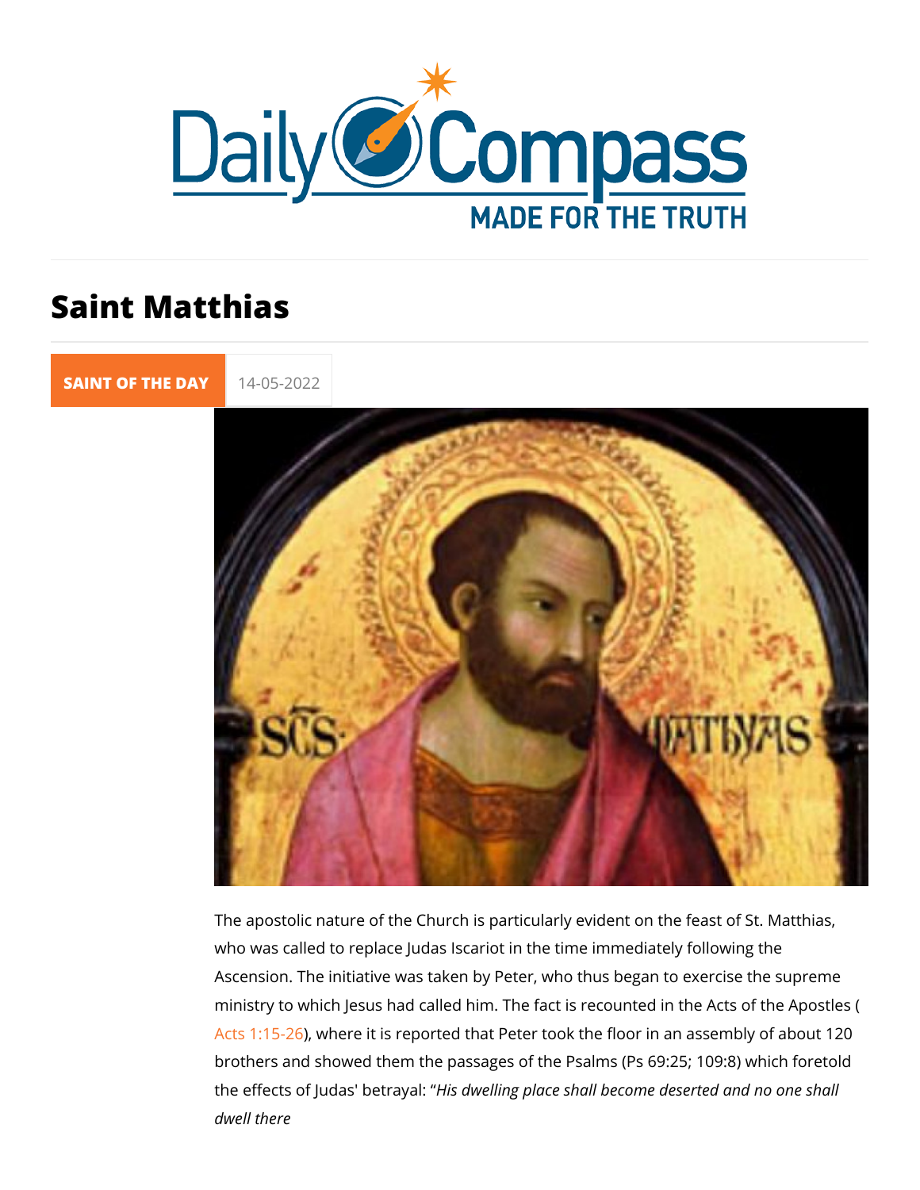# Saint Matthias

SAINT OF THE DAY 14-05-2022

The apostolic nature of the Church is particularly evident on the feast of St. Matthias, who was called to replace Judas Iscariot in the time immediately following the Ascension. The initiative was taken by Peter, who thus began to exercise the supreme ministry to which Jesus had called him. The fact is recounted in the Acts of the Apostles (Acts 1:15-26), where it is reported that Peter took the floor in an assembly of about 120 brothers and showed them the passages of the Psalms (Ps 69:25; 109:8) which foretold the effects of Judas' betrayal: "*His dwelling place shall become deserted and no one shall dwell there*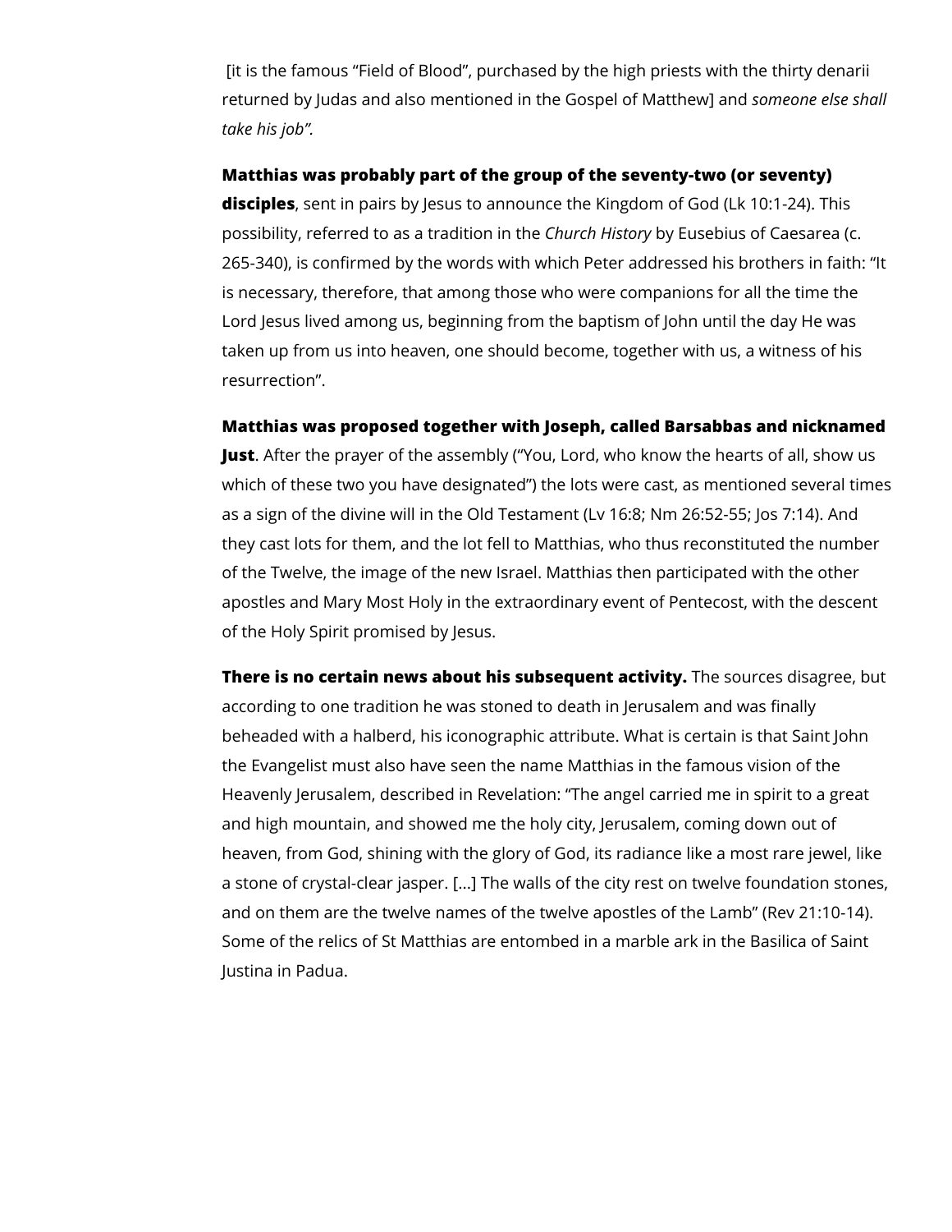[it is the famous "Field of Blood", purchased by the high priests with the thirty denarii returned by Judas and also mentioned in the Gospel of Matthew] and *someone else shall take his job".*

**Matthias was probably part of the group of the seventy-two (or seventy) disciples**, sent in pairs by Jesus to announce the Kingdom of God (Lk 10:1-24). This possibility, referred to as a tradition in the *Church History* by Eusebius of Caesarea (c. 265-340), is confirmed by the words with which Peter addressed his brothers in faith: "It is necessary, therefore, that among those who were companions for all the time the Lord Jesus lived among us, beginning from the baptism of John until the day He was taken up from us into heaven, one should become, together with us, a witness of his resurrection".

**Matthias was proposed together with Joseph, called Barsabbas and nicknamed Just**. After the prayer of the assembly ("You, Lord, who know the hearts of all, show us which of these two you have designated") the lots were cast, as mentioned several times as a sign of the divine will in the Old Testament (Lv 16:8; Nm 26:52-55; Jos 7:14). And they cast lots for them, and the lot fell to Matthias, who thus reconstituted the number of the Twelve, the image of the new Israel. Matthias then participated with the other apostles and Mary Most Holy in the extraordinary event of Pentecost, with the descent of the Holy Spirit promised by Jesus.

**There is no certain news about his subsequent activity.** The sources disagree, but according to one tradition he was stoned to death in Jerusalem and was finally beheaded with a halberd, his iconographic attribute. What is certain is that Saint John the Evangelist must also have seen the name Matthias in the famous vision of the Heavenly Jerusalem, described in Revelation: "The angel carried me in spirit to a great and high mountain, and showed me the holy city, Jerusalem, coming down out of heaven, from God, shining with the glory of God, its radiance like a most rare jewel, like a stone of crystal-clear jasper. [...] The walls of the city rest on twelve foundation stones, and on them are the twelve names of the twelve apostles of the Lamb" (Rev 21:10-14). Some of the relics of St Matthias are entombed in a marble ark in the Basilica of Saint Justina in Padua.